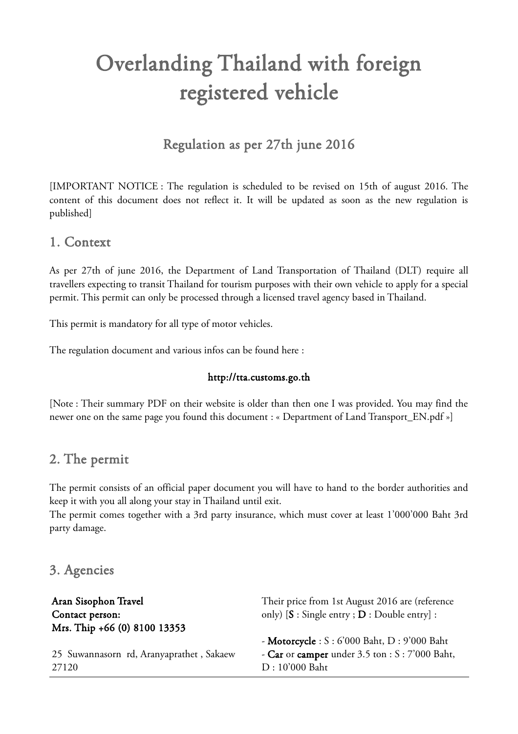# Overlanding Thailand with foreign registered vehicle

## Regulation as per 27th june 2016

[IMPORTANT NOTICE : The regulation is scheduled to be revised on 15th of august 2016. The content of this document does not reflect it. It will be updated as soon as the new regulation is published]

## 1. Context

As per 27th of june 2016, the Department of Land Transportation of Thailand (DLT) require all travellers expecting to transit Thailand for tourism purposes with their own vehicle to apply for a special permit. This permit can only be processed through a licensed travel agency based in Thailand.

This permit is mandatory for all type of motor vehicles.

The regulation document and various infos can be found here :

**http://tta.customs.go.th**

[Note : Their summary PDF on their website is older than then one I was provided. You may find the newer one on the same page you found this document : « Department of Land Transport_EN.pdf »]

## 2. The permit

The permit consists of an official paper document you will have to hand to the border authorities and keep it with you all along your stay in Thailand until exit.
The permit comes together with a 3rd party insurance, which must cover at least 1'000'000 Baht 3rd party damage.

## 3. Agencies

**Aran Sisophon Travel**
**Contact person:**
**Mrs. Thip +66 (0) 8100 13353**

25 Suwannasorn rd, Aranyaprathet , Sakaew 27120

Their price from 1st August 2016 are (reference only) [**S** : Single entry ; **D** : Double entry] :

- **Motorcycle** : S : 6'000 Baht, D : 9'000 Baht
- **Car** or **camper** under 3.5 ton : S : 7'000 Baht, D : 10'000 Baht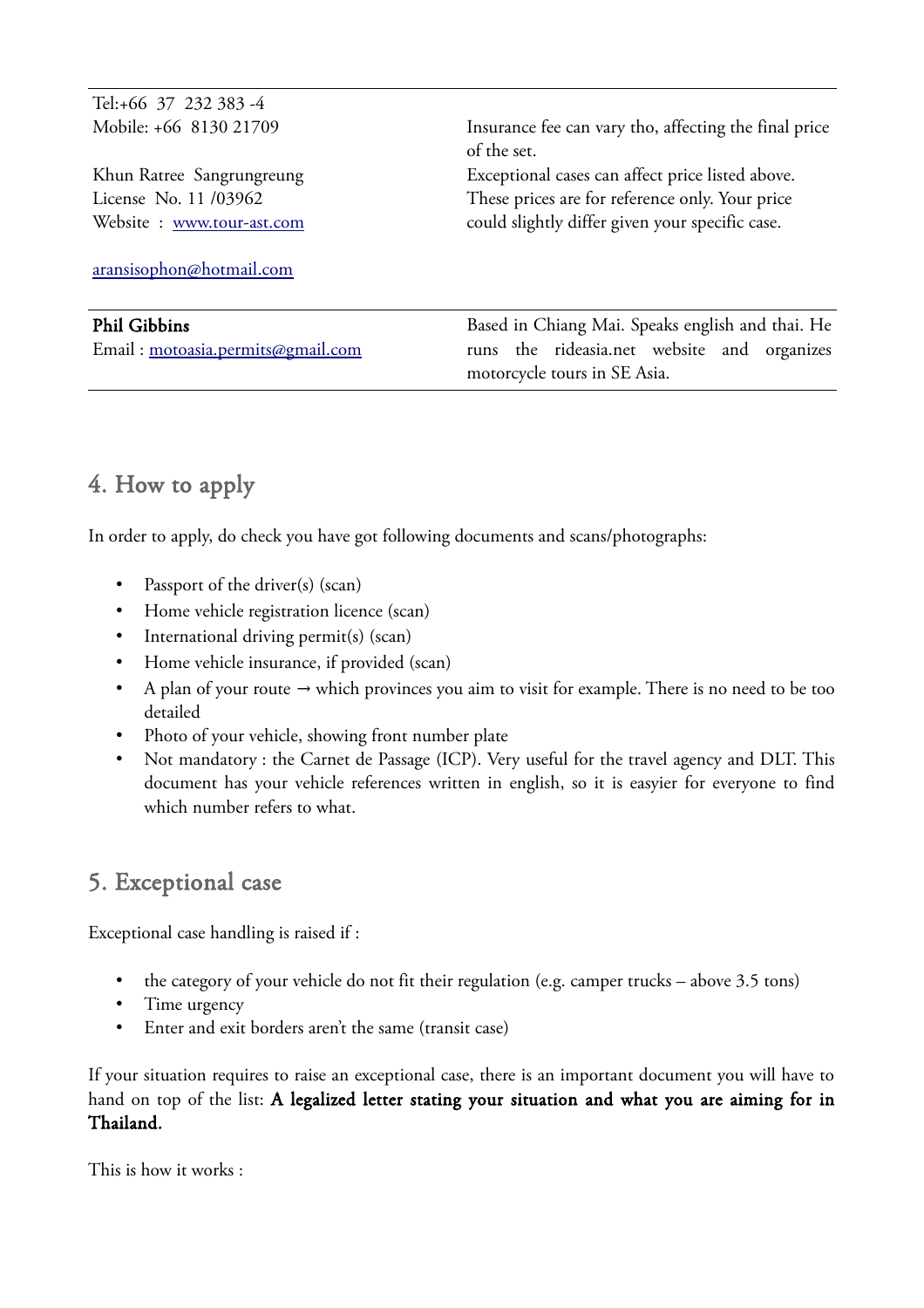| | |
|---|---|
| Tel:+66 37 232 383 -4<br>Mobile: +66 8130 21709<br><br>Khun Ratree Sangrungreung<br>License No. 11 /03962<br>Website : www.tour-ast.com<br><br>aransisophon@hotmail.com | Insurance fee can vary tho, affecting the final price of the set.<br>Exceptional cases can affect price listed above. These prices are for reference only. Your price could slightly differ given your specific case. |
| **Phil Gibbins**<br>Email : motoasia.permits@gmail.com | Based in Chiang Mai. Speaks english and thai. He runs the rideasia.net website and organizes motorcycle tours in SE Asia. |

## 4. How to apply

In order to apply, do check you have got following documents and scans/photographs:

- Passport of the driver(s) (scan)
- Home vehicle registration licence (scan)
- International driving permit(s) (scan)
- Home vehicle insurance, if provided (scan)
- A plan of your route → which provinces you aim to visit for example. There is no need to be too detailed
- Photo of your vehicle, showing front number plate
- Not mandatory : the Carnet de Passage (ICP). Very useful for the travel agency and DLT. This document has your vehicle references written in english, so it is easyier for everyone to find which number refers to what.

## 5. Exceptional case

Exceptional case handling is raised if :

- the category of your vehicle do not fit their regulation (e.g. camper trucks – above 3.5 tons)
- Time urgency
- Enter and exit borders aren't the same (transit case)

If your situation requires to raise an exceptional case, there is an important document you will have to hand on top of the list: **A legalized letter stating your situation and what you are aiming for in Thailand.**

This is how it works :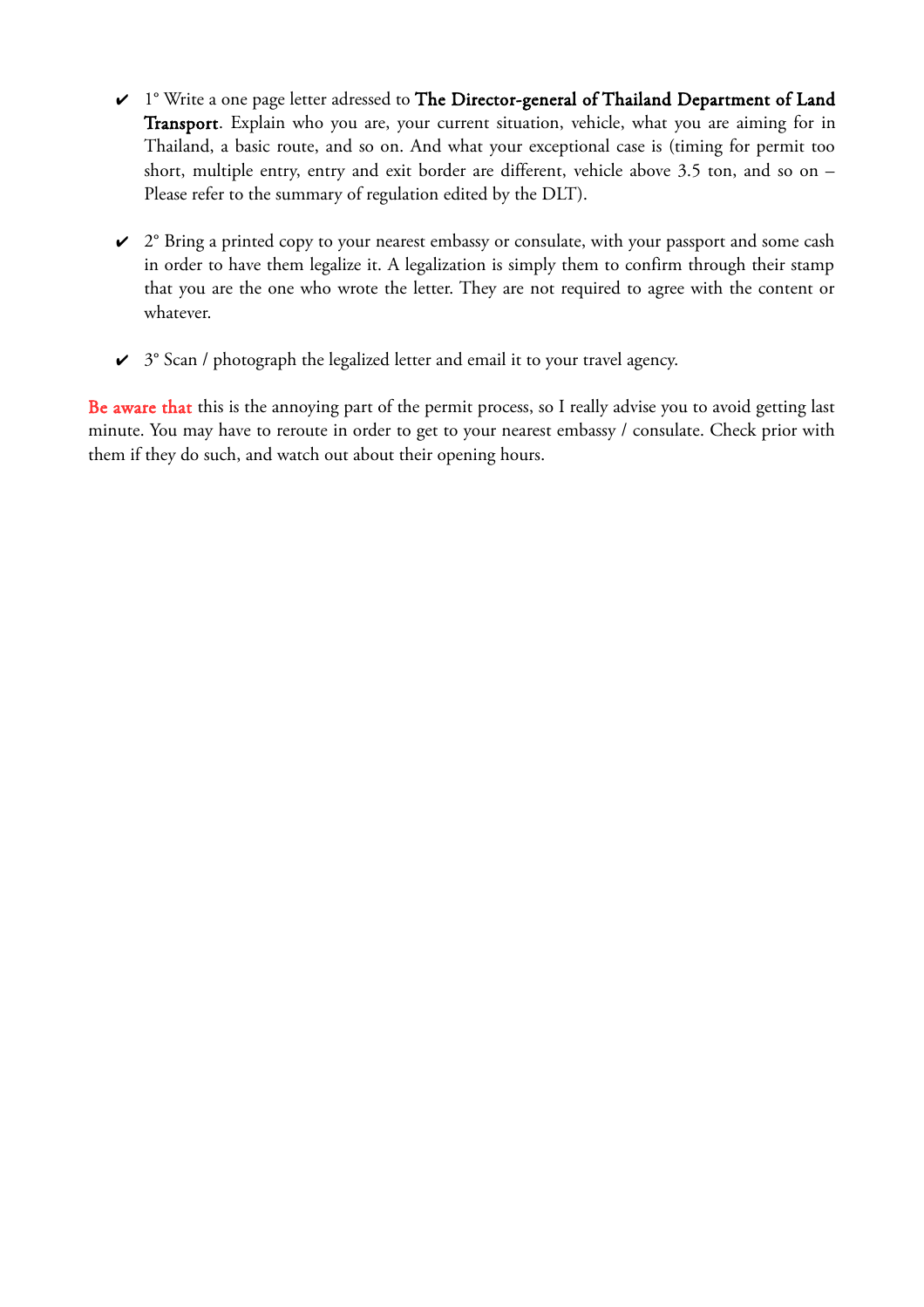- ✔ 1° Write a one page letter adressed to **The Director-general of Thailand Department of Land Transport**. Explain who you are, your current situation, vehicle, what you are aiming for in Thailand, a basic route, and so on. And what your exceptional case is (timing for permit too short, multiple entry, entry and exit border are different, vehicle above 3.5 ton, and so on – Please refer to the summary of regulation edited by the DLT).

- ✔ 2° Bring a printed copy to your nearest embassy or consulate, with your passport and some cash in order to have them legalize it. A legalization is simply them to confirm through their stamp that you are the one who wrote the letter. They are not required to agree with the content or whatever.

- ✔ 3° Scan / photograph the legalized letter and email it to your travel agency.

**Be aware that** this is the annoying part of the permit process, so I really advise you to avoid getting last minute. You may have to reroute in order to get to your nearest embassy / consulate. Check prior with them if they do such, and watch out about their opening hours.